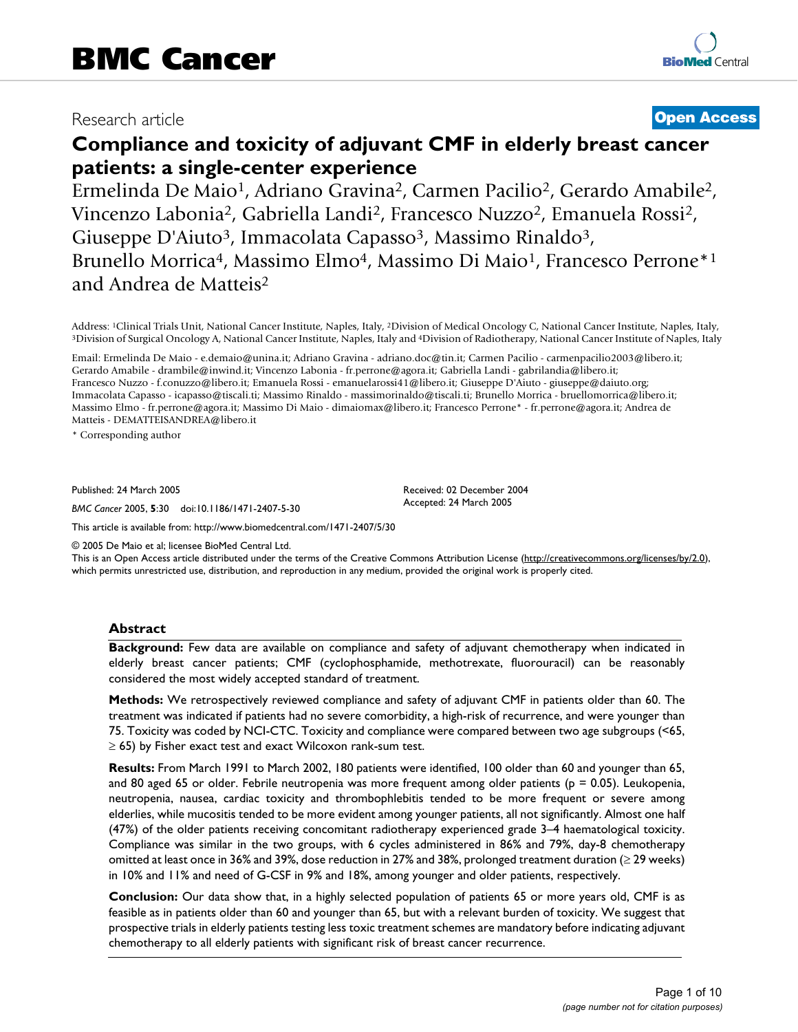Research article

**Open Access**

# Compliance and toxicity of adjuvant CMF in elderly breast cancer patients: a single-center experience

Ermelinda De Maio[1], Adriano Gravina[2], Carmen Pacilio[2], Gerardo Amabile[2], Vincenzo Labonia[2], Gabriella Landi[2], Francesco Nuzzo[2], Emanuela Rossi[2], Giuseppe D'Aiuto[3], Immacolata Capasso[3], Massimo Rinaldo[3], Brunello Morrica[4], Massimo Elmo[4], Massimo Di Maio[1], Francesco Perrone*[1] and Andrea de Matteis[2]

Address: [1]Clinical Trials Unit, National Cancer Institute, Naples, Italy, [2]Division of Medical Oncology C, National Cancer Institute, Naples, Italy, [3]Division of Surgical Oncology A, National Cancer Institute, Naples, Italy and [4]Division of Radiotherapy, National Cancer Institute of Naples, Italy

Email: Ermelinda De Maio - e.demaio@unina.it; Adriano Gravina - adriano.doc@tin.it; Carmen Pacilio - carmenpacilio2003@libero.it; Gerardo Amabile - drambile@inwind.it; Vincenzo Labonia - fr.perrone@agora.it; Gabriella Landi - gabrilandia@libero.it; Francesco Nuzzo - f.conuzzo@libero.it; Emanuela Rossi - emanuelarossi41@libero.it; Giuseppe D'Aiuto - giuseppe@daiuto.org; Immacolata Capasso - icapasso@tiscali.it; Massimo Rinaldo - massimorinaldo@tiscali.it; Brunello Morrica - bruellomorrica@libero.it; Massimo Elmo - fr.perrone@agora.it; Massimo Di Maio - dimaiomax@libero.it; Francesco Perrone* - fr.perrone@agora.it; Andrea de Matteis - DEMATTEISANDREA@libero.it

\* Corresponding author

Published: 24 March 2005

*BMC Cancer* 2005, **5**:30 doi:10.1186/1471-2407-5-30

Received: 02 December 2004
Accepted: 24 March 2005

This article is available from: http://www.biomedcentral.com/1471-2407/5/30

© 2005 De Maio et al; licensee BioMed Central Ltd.
This is an Open Access article distributed under the terms of the Creative Commons Attribution License (http://creativecommons.org/licenses/by/2.0), which permits unrestricted use, distribution, and reproduction in any medium, provided the original work is properly cited.

## Abstract

**Background:** Few data are available on compliance and safety of adjuvant chemotherapy when indicated in elderly breast cancer patients; CMF (cyclophosphamide, methotrexate, fluorouracil) can be reasonably considered the most widely accepted standard of treatment.

**Methods:** We retrospectively reviewed compliance and safety of adjuvant CMF in patients older than 60. The treatment was indicated if patients had no severe comorbidity, a high-risk of recurrence, and were younger than 75. Toxicity was coded by NCI-CTC. Toxicity and compliance were compared between two age subgroups (<65, ≥ 65) by Fisher exact test and exact Wilcoxon rank-sum test.

**Results:** From March 1991 to March 2002, 180 patients were identified, 100 older than 60 and younger than 65, and 80 aged 65 or older. Febrile neutropenia was more frequent among older patients ($p = 0.05$). Leukopenia, neutropenia, nausea, cardiac toxicity and thrombophlebitis tended to be more frequent or severe among elderlies, while mucositis tended to be more evident among younger patients, all not significantly. Almost one half (47%) of the older patients receiving concomitant radiotherapy experienced grade 3–4 haematological toxicity. Compliance was similar in the two groups, with 6 cycles administered in 86% and 79%, day-8 chemotherapy omitted at least once in 36% and 39%, dose reduction in 27% and 38%, prolonged treatment duration (≥ 29 weeks) in 10% and 11% and need of G-CSF in 9% and 18%, among younger and older patients, respectively.

**Conclusion:** Our data show that, in a highly selected population of patients 65 or more years old, CMF is as feasible as in patients older than 60 and younger than 65, but with a relevant burden of toxicity. We suggest that prospective trials in elderly patients testing less toxic treatment schemes are mandatory before indicating adjuvant chemotherapy to all elderly patients with significant risk of breast cancer recurrence.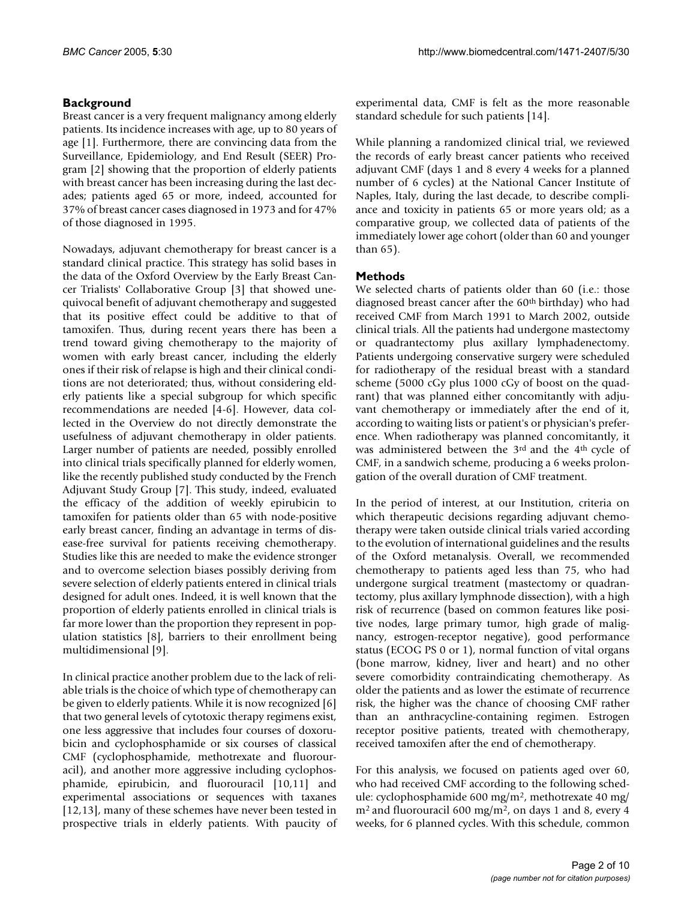## Background

Breast cancer is a very frequent malignancy among elderly patients. Its incidence increases with age, up to 80 years of age [1]. Furthermore, there are convincing data from the Surveillance, Epidemiology, and End Result (SEER) Program [2] showing that the proportion of elderly patients with breast cancer has been increasing during the last decades; patients aged 65 or more, indeed, accounted for 37% of breast cancer cases diagnosed in 1973 and for 47% of those diagnosed in 1995.

Nowadays, adjuvant chemotherapy for breast cancer is a standard clinical practice. This strategy has solid bases in the data of the Oxford Overview by the Early Breast Cancer Trialists' Collaborative Group [3] that showed unequivocal benefit of adjuvant chemotherapy and suggested that its positive effect could be additive to that of tamoxifen. Thus, during recent years there has been a trend toward giving chemotherapy to the majority of women with early breast cancer, including the elderly ones if their risk of relapse is high and their clinical conditions are not deteriorated; thus, without considering elderly patients like a special subgroup for which specific recommendations are needed [4-6]. However, data collected in the Overview do not directly demonstrate the usefulness of adjuvant chemotherapy in older patients. Larger number of patients are needed, possibly enrolled into clinical trials specifically planned for elderly women, like the recently published study conducted by the French Adjuvant Study Group [7]. This study, indeed, evaluated the efficacy of the addition of weekly epirubicin to tamoxifen for patients older than 65 with node-positive early breast cancer, finding an advantage in terms of disease-free survival for patients receiving chemotherapy. Studies like this are needed to make the evidence stronger and to overcome selection biases possibly deriving from severe selection of elderly patients entered in clinical trials designed for adult ones. Indeed, it is well known that the proportion of elderly patients enrolled in clinical trials is far more lower than the proportion they represent in population statistics [8], barriers to their enrollment being multidimensional [9].

In clinical practice another problem due to the lack of reliable trials is the choice of which type of chemotherapy can be given to elderly patients. While it is now recognized [6] that two general levels of cytotoxic therapy regimens exist, one less aggressive that includes four courses of doxorubicin and cyclophosphamide or six courses of classical CMF (cyclophosphamide, methotrexate and fluorouracil), and another more aggressive including cyclophosphamide, epirubicin, and fluorouracil [10,11] and experimental associations or sequences with taxanes [12,13], many of these schemes have never been tested in prospective trials in elderly patients. With paucity of experimental data, CMF is felt as the more reasonable standard schedule for such patients [14].

While planning a randomized clinical trial, we reviewed the records of early breast cancer patients who received adjuvant CMF (days 1 and 8 every 4 weeks for a planned number of 6 cycles) at the National Cancer Institute of Naples, Italy, during the last decade, to describe compliance and toxicity in patients 65 or more years old; as a comparative group, we collected data of patients of the immediately lower age cohort (older than 60 and younger than 65).

## Methods

We selected charts of patients older than 60 (i.e.: those diagnosed breast cancer after the 60th birthday) who had received CMF from March 1991 to March 2002, outside clinical trials. All the patients had undergone mastectomy or quadrantectomy plus axillary lymphadenectomy. Patients undergoing conservative surgery were scheduled for radiotherapy of the residual breast with a standard scheme (5000 cGy plus 1000 cGy of boost on the quadrant) that was planned either concomitantly with adjuvant chemotherapy or immediately after the end of it, according to waiting lists or patient's or physician's preference. When radiotherapy was planned concomitantly, it was administered between the 3rd and the 4th cycle of CMF, in a sandwich scheme, producing a 6 weeks prolongation of the overall duration of CMF treatment.

In the period of interest, at our Institution, criteria on which therapeutic decisions regarding adjuvant chemotherapy were taken outside clinical trials varied according to the evolution of international guidelines and the results of the Oxford metanalysis. Overall, we recommended chemotherapy to patients aged less than 75, who had undergone surgical treatment (mastectomy or quadrantectomy, plus axillary lymphnode dissection), with a high risk of recurrence (based on common features like positive nodes, large primary tumor, high grade of malignancy, estrogen-receptor negative), good performance status (ECOG PS 0 or 1), normal function of vital organs (bone marrow, kidney, liver and heart) and no other severe comorbidity contraindicating chemotherapy. As older the patients and as lower the estimate of recurrence risk, the higher was the chance of choosing CMF rather than an anthracycline-containing regimen. Estrogen receptor positive patients, treated with chemotherapy, received tamoxifen after the end of chemotherapy.

For this analysis, we focused on patients aged over 60, who had received CMF according to the following schedule: cyclophosphamide 600 mg/m$^2$, methotrexate 40 mg/m$^2$ and fluorouracil 600 mg/m$^2$, on days 1 and 8, every 4 weeks, for 6 planned cycles. With this schedule, common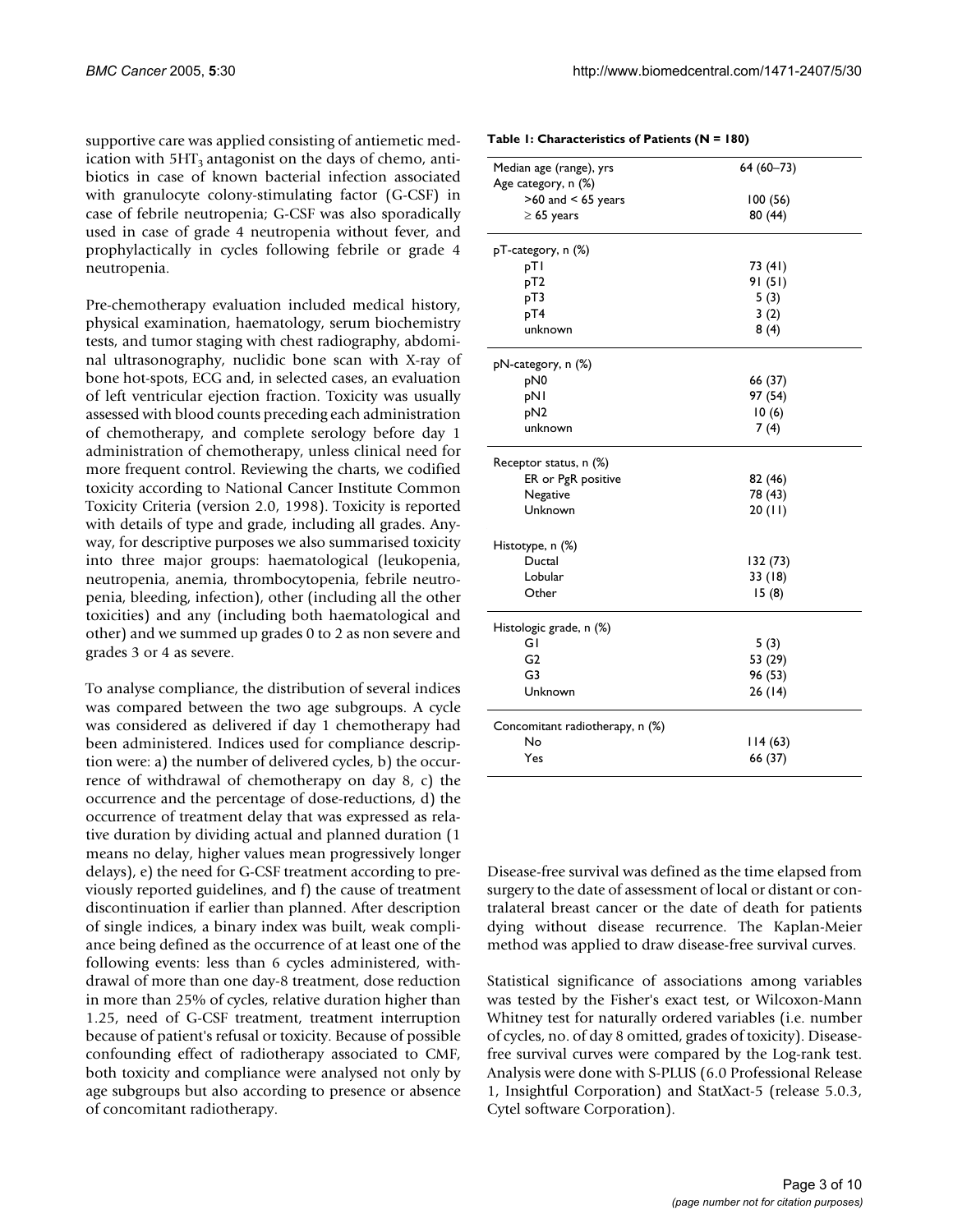supportive care was applied consisting of antiemetic medication with $5HT_3$ antagonist on the days of chemo, antibiotics in case of known bacterial infection associated with granulocyte colony-stimulating factor (G-CSF) in case of febrile neutropenia; G-CSF was also sporadically used in case of grade 4 neutropenia without fever, and prophylactically in cycles following febrile or grade 4 neutropenia.

Pre-chemotherapy evaluation included medical history, physical examination, haematology, serum biochemistry tests, and tumor staging with chest radiography, abdominal ultrasonography, nuclidic bone scan with X-ray of bone hot-spots, ECG and, in selected cases, an evaluation of left ventricular ejection fraction. Toxicity was usually assessed with blood counts preceding each administration of chemotherapy, and complete serology before day 1 administration of chemotherapy, unless clinical need for more frequent control. Reviewing the charts, we codified toxicity according to National Cancer Institute Common Toxicity Criteria (version 2.0, 1998). Toxicity is reported with details of type and grade, including all grades. Anyway, for descriptive purposes we also summarised toxicity into three major groups: haematological (leukopenia, neutropenia, anemia, thrombocytopenia, febrile neutropenia, bleeding, infection), other (including all the other toxicities) and any (including both haematological and other) and we summed up grades 0 to 2 as non severe and grades 3 or 4 as severe.

To analyse compliance, the distribution of several indices was compared between the two age subgroups. A cycle was considered as delivered if day 1 chemotherapy had been administered. Indices used for compliance description were: a) the number of delivered cycles, b) the occurrence of withdrawal of chemotherapy on day 8, c) the occurrence and the percentage of dose-reductions, d) the occurrence of treatment delay that was expressed as relative duration by dividing actual and planned duration (1 means no delay, higher values mean progressively longer delays), e) the need for G-CSF treatment according to previously reported guidelines, and f) the cause of treatment discontinuation if earlier than planned. After description of single indices, a binary index was built, weak compliance being defined as the occurrence of at least one of the following events: less than 6 cycles administered, withdrawal of more than one day-8 treatment, dose reduction in more than 25% of cycles, relative duration higher than 1.25, need of G-CSF treatment, treatment interruption because of patient's refusal or toxicity. Because of possible confounding effect of radiotherapy associated to CMF, both toxicity and compliance were analysed not only by age subgroups but also according to presence or absence of concomitant radiotherapy.

**Table 1: Characteristics of Patients (N = 180)**

| | |
|---|---|
| Median age (range), yrs | 64 (60–73) |
| Age category, n (%) | |
| >60 and < 65 years | 100 (56) |
| ≥ 65 years | 80 (44) |
| pT-category, n (%) | |
| pT1 | 73 (41) |
| pT2 | 91 (51) |
| pT3 | 5 (3) |
| pT4 | 3 (2) |
| unknown | 8 (4) |
| pN-category, n (%) | |
| pN0 | 66 (37) |
| pN1 | 97 (54) |
| pN2 | 10 (6) |
| unknown | 7 (4) |
| Receptor status, n (%) | |
| ER or PgR positive | 82 (46) |
| Negative | 78 (43) |
| Unknown | 20 (11) |
| Histotype, n (%) | |
| Ductal | 132 (73) |
| Lobular | 33 (18) |
| Other | 15 (8) |
| Histologic grade, n (%) | |
| G1 | 5 (3) |
| G2 | 53 (29) |
| G3 | 96 (53) |
| Unknown | 26 (14) |
| Concomitant radiotherapy, n (%) | |
| No | 114 (63) |
| Yes | 66 (37) |

Disease-free survival was defined as the time elapsed from surgery to the date of assessment of local or distant or contralateral breast cancer or the date of death for patients dying without disease recurrence. The Kaplan-Meier method was applied to draw disease-free survival curves.

Statistical significance of associations among variables was tested by the Fisher's exact test, or Wilcoxon-Mann Whitney test for naturally ordered variables (i.e. number of cycles, no. of day 8 omitted, grades of toxicity). Disease-free survival curves were compared by the Log-rank test. Analysis were done with S-PLUS (6.0 Professional Release 1, Insightful Corporation) and StatXact-5 (release 5.0.3, Cytel software Corporation).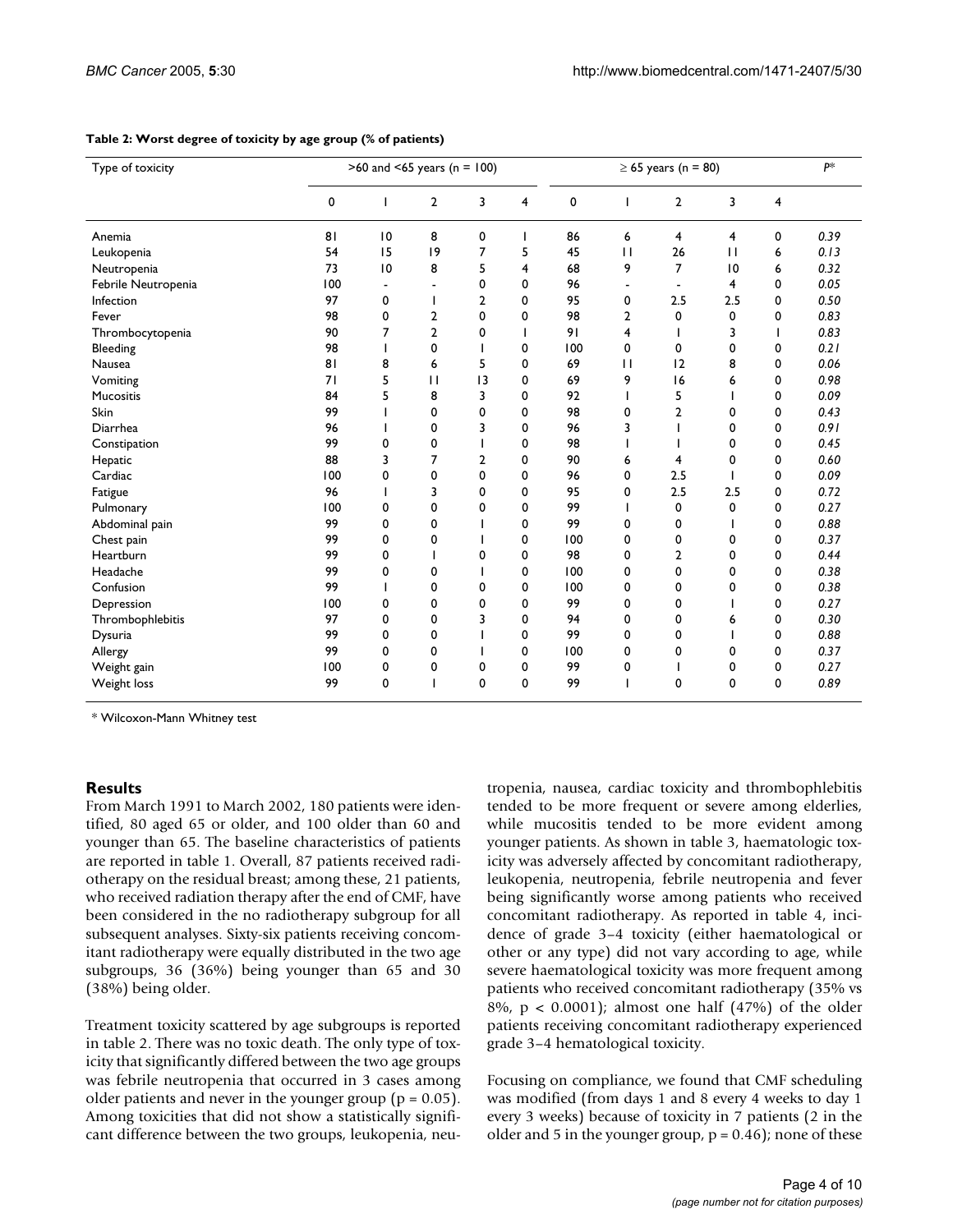**Table 2: Worst degree of toxicity by age group (% of patients)**

| Type of toxicity | >60 and <65 years (n = 100) | | | | | ≥ 65 years (n = 80) | | | | | P* |
|---|---|---|---|---|---|---|---|---|---|---|---|
| | 0 | I | 2 | 3 | 4 | 0 | I | 2 | 3 | 4 | |
| Anemia | 81 | 10 | 8 | 0 | 1 | 86 | 6 | 4 | 4 | 0 | 0.39 |
| Leukopenia | 54 | 15 | 19 | 7 | 5 | 45 | 11 | 26 | 11 | 6 | 0.13 |
| Neutropenia | 73 | 10 | 8 | 5 | 4 | 68 | 9 | 7 | 10 | 6 | 0.32 |
| Febrile Neutropenia | 100 | - | - | 0 | 0 | 96 | - | - | 4 | 0 | 0.05 |
| Infection | 97 | 0 | 1 | 2 | 0 | 95 | 0 | 2.5 | 2.5 | 0 | 0.50 |
| Fever | 98 | 0 | 2 | 0 | 0 | 98 | 2 | 0 | 0 | 0 | 0.83 |
| Thrombocytopenia | 90 | 7 | 2 | 0 | 1 | 91 | 4 | 1 | 3 | 1 | 0.83 |
| Bleeding | 98 | 1 | 0 | 1 | 0 | 100 | 0 | 0 | 0 | 0 | 0.21 |
| Nausea | 81 | 8 | 6 | 5 | 0 | 69 | 11 | 12 | 8 | 0 | 0.06 |
| Vomiting | 71 | 5 | 11 | 13 | 0 | 69 | 9 | 16 | 6 | 0 | 0.98 |
| Mucositis | 84 | 5 | 8 | 3 | 0 | 92 | 1 | 5 | 1 | 0 | 0.09 |
| Skin | 99 | 1 | 0 | 0 | 0 | 98 | 0 | 2 | 0 | 0 | 0.43 |
| Diarrhea | 96 | 1 | 0 | 3 | 0 | 96 | 3 | 1 | 0 | 0 | 0.91 |
| Constipation | 99 | 0 | 0 | 1 | 0 | 98 | 1 | 1 | 0 | 0 | 0.45 |
| Hepatic | 88 | 3 | 7 | 2 | 0 | 90 | 6 | 4 | 0 | 0 | 0.60 |
| Cardiac | 100 | 0 | 0 | 0 | 0 | 96 | 0 | 2.5 | 1 | 0 | 0.09 |
| Fatigue | 96 | 1 | 3 | 0 | 0 | 95 | 0 | 2.5 | 2.5 | 0 | 0.72 |
| Pulmonary | 100 | 0 | 0 | 0 | 0 | 99 | 1 | 0 | 0 | 0 | 0.27 |
| Abdominal pain | 99 | 0 | 0 | 1 | 0 | 99 | 0 | 0 | 1 | 0 | 0.88 |
| Chest pain | 99 | 0 | 0 | 1 | 0 | 100 | 0 | 0 | 0 | 0 | 0.37 |
| Heartburn | 99 | 0 | 1 | 0 | 0 | 98 | 0 | 2 | 0 | 0 | 0.44 |
| Headache | 99 | 0 | 0 | 1 | 0 | 100 | 0 | 0 | 0 | 0 | 0.38 |
| Confusion | 99 | 1 | 0 | 0 | 0 | 100 | 0 | 0 | 0 | 0 | 0.38 |
| Depression | 100 | 0 | 0 | 0 | 0 | 99 | 0 | 0 | 1 | 0 | 0.27 |
| Thrombophlebitis | 97 | 0 | 0 | 3 | 0 | 94 | 0 | 0 | 6 | 0 | 0.30 |
| Dysuria | 99 | 0 | 0 | 1 | 0 | 99 | 0 | 0 | 1 | 0 | 0.88 |
| Allergy | 99 | 0 | 0 | 1 | 0 | 100 | 0 | 0 | 0 | 0 | 0.37 |
| Weight gain | 100 | 0 | 0 | 0 | 0 | 99 | 0 | 1 | 0 | 0 | 0.27 |
| Weight loss | 99 | 0 | 1 | 0 | 0 | 99 | 1 | 0 | 0 | 0 | 0.89 |

\* Wilcoxon-Mann Whitney test

## Results

From March 1991 to March 2002, 180 patients were identified, 80 aged 65 or older, and 100 older than 60 and younger than 65. The baseline characteristics of patients are reported in table 1. Overall, 87 patients received radiotherapy on the residual breast; among these, 21 patients, who received radiation therapy after the end of CMF, have been considered in the no radiotherapy subgroup for all subsequent analyses. Sixty-six patients receiving concomitant radiotherapy were equally distributed in the two age subgroups, 36 (36%) being younger than 65 and 30 (38%) being older.

Treatment toxicity scattered by age subgroups is reported in table 2. There was no toxic death. The only type of toxicity that significantly differed between the two age groups was febrile neutropenia that occurred in 3 cases among older patients and never in the younger group ($p = 0.05$). Among toxicities that did not show a statistically significant difference between the two groups, leukopenia, neutropenia, nausea, cardiac toxicity and thrombophlebitis tended to be more frequent or severe among elderlies, while mucositis tended to be more evident among younger patients. As shown in table 3, haematologic toxicity was adversely affected by concomitant radiotherapy, leukopenia, neutropenia, febrile neutropenia and fever being significantly worse among patients who received concomitant radiotherapy. As reported in table 4, incidence of grade 3–4 toxicity (either haematological or other or any type) did not vary according to age, while severe haematological toxicity was more frequent among patients who received concomitant radiotherapy (35% vs 8%, $p < 0.0001$); almost one half (47%) of the older patients receiving concomitant radiotherapy experienced grade 3–4 hematological toxicity.

Focusing on compliance, we found that CMF scheduling was modified (from days 1 and 8 every 4 weeks to day 1 every 3 weeks) because of toxicity in 7 patients (2 in the older and 5 in the younger group, $p = 0.46$); none of these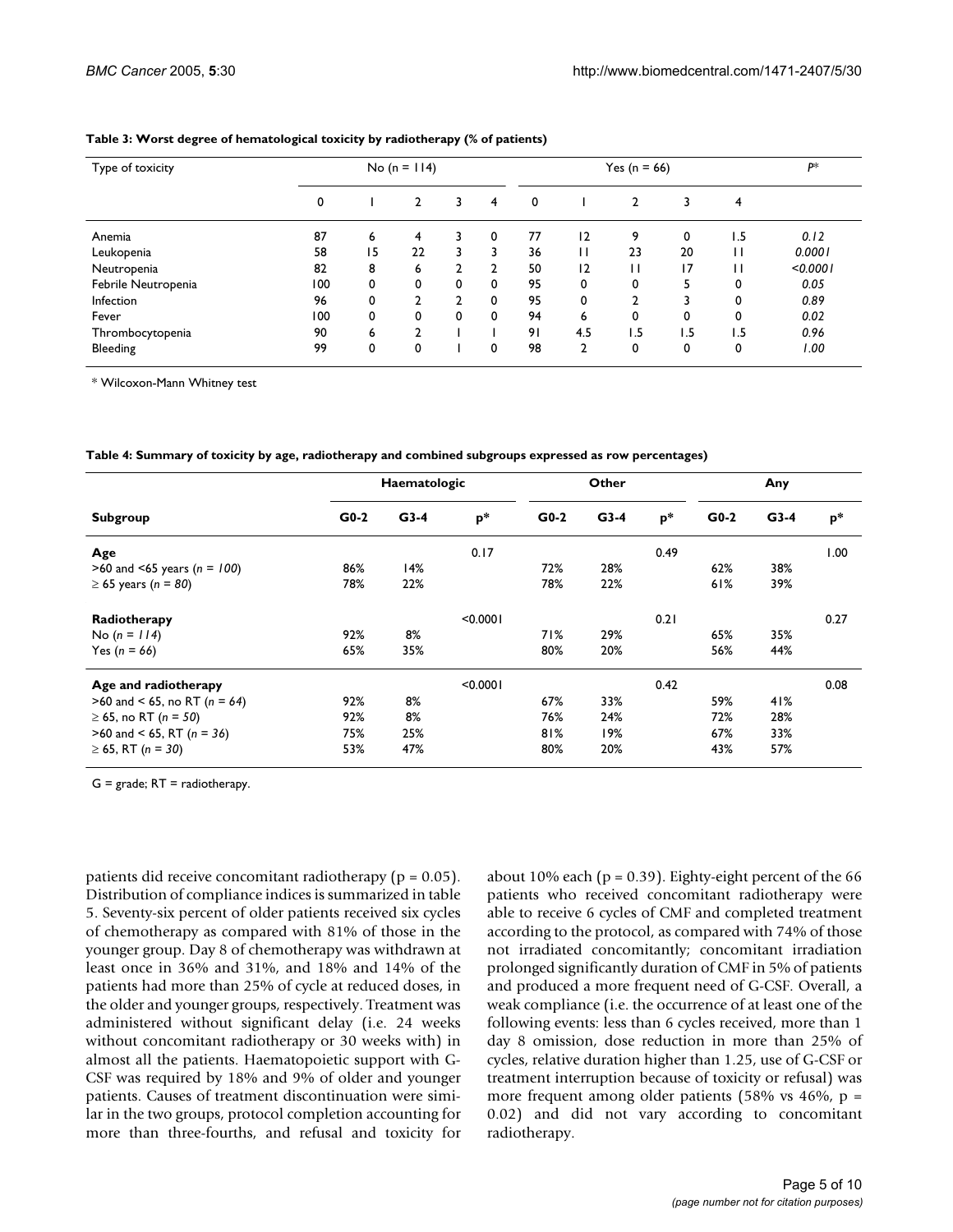**Table 3: Worst degree of hematological toxicity by radiotherapy (% of patients)**

| Type of toxicity | No (n = 114) | | | | | Yes (n = 66) | | | | | P* |
|---|---|---|---|---|---|---|---|---|---|---|---|
| | 0 | 1 | 2 | 3 | 4 | 0 | 1 | 2 | 3 | 4 | |
| Anemia | 87 | 6 | 4 | 3 | 0 | 77 | 12 | 9 | 0 | 1.5 | *0.12* |
| Leukopenia | 58 | 15 | 22 | 3 | 3 | 36 | 11 | 23 | 20 | 11 | *0.0001* |
| Neutropenia | 82 | 8 | 6 | 2 | 2 | 50 | 12 | 11 | 17 | 11 | *<0.0001* |
| Febrile Neutropenia | 100 | 0 | 0 | 0 | 0 | 95 | 0 | 0 | 5 | 0 | *0.05* |
| Infection | 96 | 0 | 2 | 2 | 0 | 95 | 0 | 2 | 3 | 0 | *0.89* |
| Fever | 100 | 0 | 0 | 0 | 0 | 94 | 6 | 0 | 0 | 0 | *0.02* |
| Thrombocytopenia | 90 | 6 | 2 | 1 | 1 | 91 | 4.5 | 1.5 | 1.5 | 1.5 | *0.96* |
| Bleeding | 99 | 0 | 0 | 1 | 0 | 98 | 2 | 0 | 0 | 0 | *1.00* |

* Wilcoxon-Mann Whitney test

**Table 4: Summary of toxicity by age, radiotherapy and combined subgroups expressed as row percentages)**

| | Haematologic | | | Other | | | Any | | |
|---|---|---|---|---|---|---|---|---|---|
| **Subgroup** | **G0-2** | **G3-4** | **p*** | **G0-2** | **G3-4** | **p*** | **G0-2** | **G3-4** | **p*** |
| **Age** | | | 0.17 | | | 0.49 | | | 1.00 |
| >60 and <65 years (*n = 100*) | 86% | 14% | | 72% | 28% | | 62% | 38% | |
| ≥ 65 years (*n = 80*) | 78% | 22% | | 78% | 22% | | 61% | 39% | |
| **Radiotherapy** | | | <0.0001 | | | 0.21 | | | 0.27 |
| No (*n = 114*) | 92% | 8% | | 71% | 29% | | 65% | 35% | |
| Yes (*n = 66*) | 65% | 35% | | 80% | 20% | | 56% | 44% | |
| **Age and radiotherapy** | | | <0.0001 | | | 0.42 | | | 0.08 |
| >60 and < 65, no RT (*n = 64*) | 92% | 8% | | 67% | 33% | | 59% | 41% | |
| ≥ 65, no RT (*n = 50*) | 92% | 8% | | 76% | 24% | | 72% | 28% | |
| >60 and < 65, RT (*n = 36*) | 75% | 25% | | 81% | 19% | | 67% | 33% | |
| ≥ 65, RT (*n = 30*) | 53% | 47% | | 80% | 20% | | 43% | 57% | |

G = grade; RT = radiotherapy.

patients did receive concomitant radiotherapy (p = 0.05). Distribution of compliance indices is summarized in table 5. Seventy-six percent of older patients received six cycles of chemotherapy as compared with 81% of those in the younger group. Day 8 of chemotherapy was withdrawn at least once in 36% and 31%, and 18% and 14% of the patients had more than 25% of cycle at reduced doses, in the older and younger groups, respectively. Treatment was administered without significant delay (i.e. 24 weeks without concomitant radiotherapy or 30 weeks with) in almost all the patients. Haematopoietic support with G-CSF was required by 18% and 9% of older and younger patients. Causes of treatment discontinuation were similar in the two groups, protocol completion accounting for more than three-fourths, and refusal and toxicity for about 10% each (p = 0.39). Eighty-eight percent of the 66 patients who received concomitant radiotherapy were able to receive 6 cycles of CMF and completed treatment according to the protocol, as compared with 74% of those not irradiated concomitantly; concomitant irradiation prolonged significantly duration of CMF in 5% of patients and produced a more frequent need of G-CSF. Overall, a weak compliance (i.e. the occurrence of at least one of the following events: less than 6 cycles received, more than 1 day 8 omission, dose reduction in more than 25% of cycles, relative duration higher than 1.25, use of G-CSF or treatment interruption because of toxicity or refusal) was more frequent among older patients (58% vs 46%, p = 0.02) and did not vary according to concomitant radiotherapy.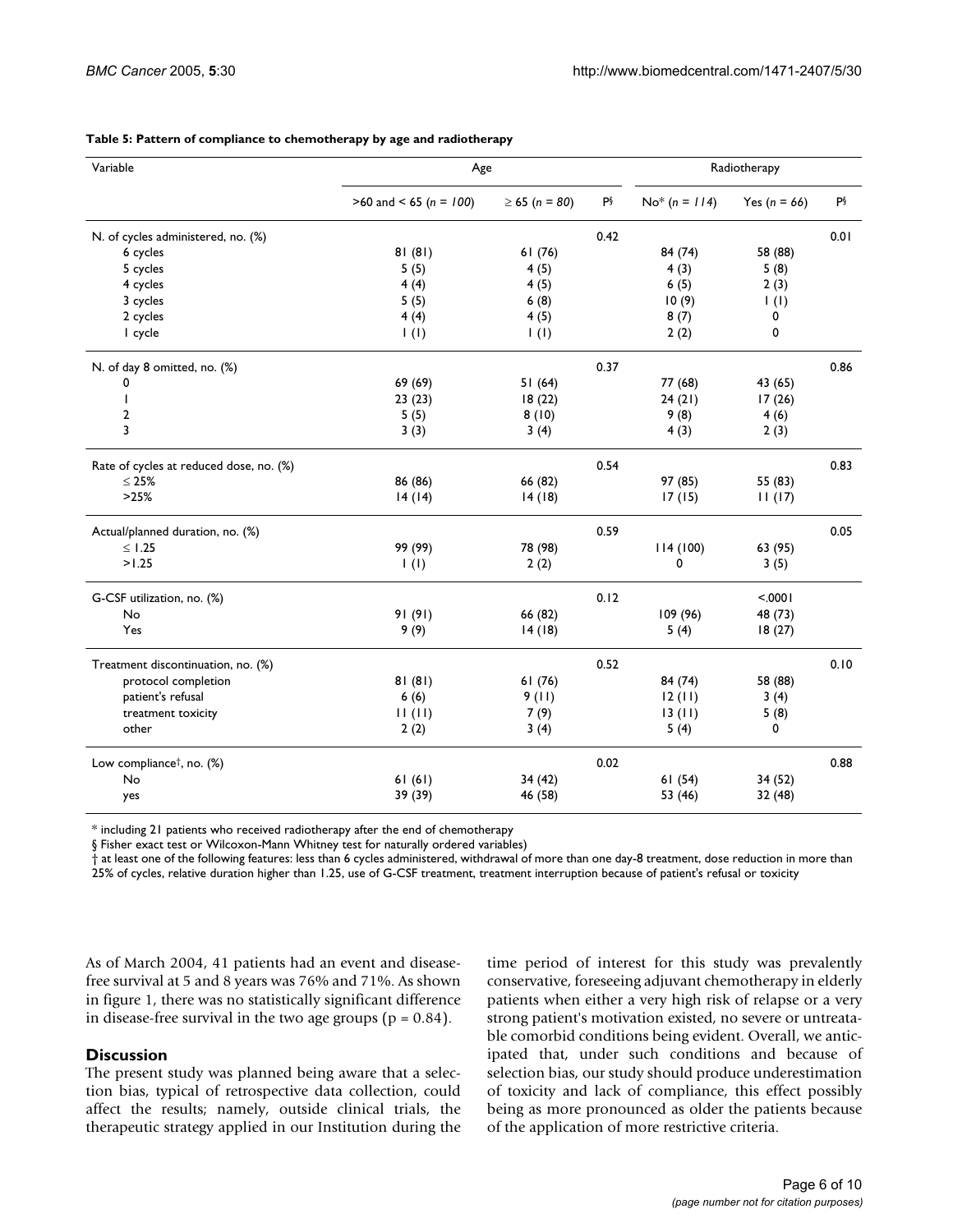**Table 5: Pattern of compliance to chemotherapy by age and radiotherapy**

| Variable | Age | | | Radiotherapy | | |
|---|---|---|---|---|---|---|
| | >60 and < 65 (*n = 100*) | ≥ 65 (*n = 80*) | P§ | No* (*n = 114*) | Yes (*n = 66*) | P§ |
| N. of cycles administered, no. (%) | | | 0.42 | | | 0.01 |
| 6 cycles | 81 (81) | 61 (76) | | 84 (74) | 58 (88) | |
| 5 cycles | 5 (5) | 4 (5) | | 4 (3) | 5 (8) | |
| 4 cycles | 4 (4) | 4 (5) | | 6 (5) | 2 (3) | |
| 3 cycles | 5 (5) | 6 (8) | | 10 (9) | 1 (1) | |
| 2 cycles | 4 (4) | 4 (5) | | 8 (7) | 0 | |
| 1 cycle | 1 (1) | 1 (1) | | 2 (2) | 0 | |
| N. of day 8 omitted, no. (%) | | | 0.37 | | | 0.86 |
| 0 | 69 (69) | 51 (64) | | 77 (68) | 43 (65) | |
| 1 | 23 (23) | 18 (22) | | 24 (21) | 17 (26) | |
| 2 | 5 (5) | 8 (10) | | 9 (8) | 4 (6) | |
| 3 | 3 (3) | 3 (4) | | 4 (3) | 2 (3) | |
| Rate of cycles at reduced dose, no. (%) | | | 0.54 | | | 0.83 |
| ≤ 25% | 86 (86) | 66 (82) | | 97 (85) | 55 (83) | |
| >25% | 14 (14) | 14 (18) | | 17 (15) | 11 (17) | |
| Actual/planned duration, no. (%) | | | 0.59 | | | 0.05 |
| ≤ 1.25 | 99 (99) | 78 (98) | | 114 (100) | 63 (95) | |
| >1.25 | 1 (1) | 2 (2) | | 0 | 3 (5) | |
| G-CSF utilization, no. (%) | | | 0.12 | | | <.0001 |
| No | 91 (91) | 66 (82) | | 109 (96) | 48 (73) | |
| Yes | 9 (9) | 14 (18) | | 5 (4) | 18 (27) | |
| Treatment discontinuation, no. (%) | | | 0.52 | | | 0.10 |
| protocol completion | 81 (81) | 61 (76) | | 84 (74) | 58 (88) | |
| patient's refusal | 6 (6) | 9 (11) | | 12 (11) | 3 (4) | |
| treatment toxicity | 11 (11) | 7 (9) | | 13 (11) | 5 (8) | |
| other | 2 (2) | 3 (4) | | 5 (4) | 0 | |
| Low compliance†, no. (%) | | | 0.02 | | | 0.88 |
| No | 61 (61) | 34 (42) | | 61 (54) | 34 (52) | |
| yes | 39 (39) | 46 (58) | | 53 (46) | 32 (48) | |

\* including 21 patients who received radiotherapy after the end of chemotherapy

§ Fisher exact test or Wilcoxon-Mann Whitney test for naturally ordered variables)

† at least one of the following features: less than 6 cycles administered, withdrawal of more than one day-8 treatment, dose reduction in more than 25% of cycles, relative duration higher than 1.25, use of G-CSF treatment, treatment interruption because of patient's refusal or toxicity

As of March 2004, 41 patients had an event and disease-free survival at 5 and 8 years was 76% and 71%. As shown in figure 1, there was no statistically significant difference in disease-free survival in the two age groups ($p = 0.84$).

## Discussion

The present study was planned being aware that a selection bias, typical of retrospective data collection, could affect the results; namely, outside clinical trials, the therapeutic strategy applied in our Institution during the time period of interest for this study was prevalently conservative, foreseeing adjuvant chemotherapy in elderly patients when either a very high risk of relapse or a very strong patient's motivation existed, no severe or untreatable comorbid conditions being evident. Overall, we anticipated that, under such conditions and because of selection bias, our study should produce underestimation of toxicity and lack of compliance, this effect possibly being as more pronounced as older the patients because of the application of more restrictive criteria.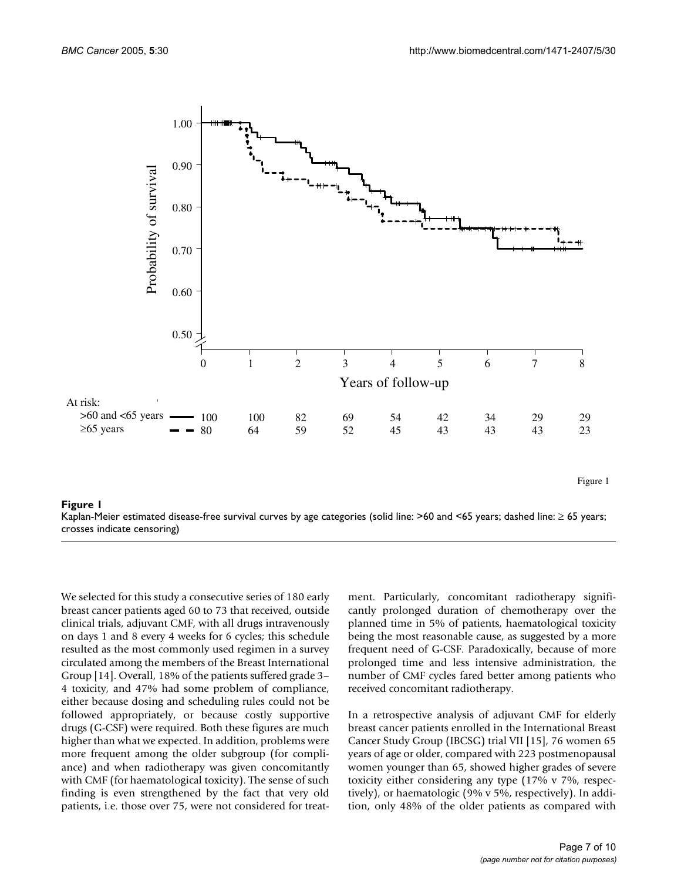At risk:

| | 0 | 1 | 2 | 3 | 4 | 5 | 6 | 7 | 8 |
|---|---|---|---|---|---|---|---|---|---|
| >60 and <65 years | 100 | 100 | 82 | 69 | 54 | 42 | 34 | 29 | 29 |
| ≥65 years | 80 | 64 | 59 | 52 | 45 | 43 | 43 | 43 | 23 |

**Figure 1**

Kaplan-Meier estimated disease-free survival curves by age categories (solid line: >60 and <65 years; dashed line: ≥ 65 years; crosses indicate censoring)

We selected for this study a consecutive series of 180 early breast cancer patients aged 60 to 73 that received, outside clinical trials, adjuvant CMF, with all drugs intravenously on days 1 and 8 every 4 weeks for 6 cycles; this schedule resulted as the most commonly used regimen in a survey circulated among the members of the Breast International Group [14]. Overall, 18% of the patients suffered grade 3–4 toxicity, and 47% had some problem of compliance, either because dosing and scheduling rules could not be followed appropriately, or because costly supportive drugs (G-CSF) were required. Both these figures are much higher than what we expected. In addition, problems were more frequent among the older subgroup (for compliance) and when radiotherapy was given concomitantly with CMF (for haematological toxicity). The sense of such finding is even strengthened by the fact that very old patients, i.e. those over 75, were not considered for treatment. Particularly, concomitant radiotherapy significantly prolonged duration of chemotherapy over the planned time in 5% of patients, haematological toxicity being the most reasonable cause, as suggested by a more frequent need of G-CSF. Paradoxically, because of more prolonged time and less intensive administration, the number of CMF cycles fared better among patients who received concomitant radiotherapy.

In a retrospective analysis of adjuvant CMF for elderly breast cancer patients enrolled in the International Breast Cancer Study Group (IBCSG) trial VII [15], 76 women 65 years of age or older, compared with 223 postmenopausal women younger than 65, showed higher grades of severe toxicity either considering any type (17% v 7%, respectively), or haematologic (9% v 5%, respectively). In addition, only 48% of the older patients as compared with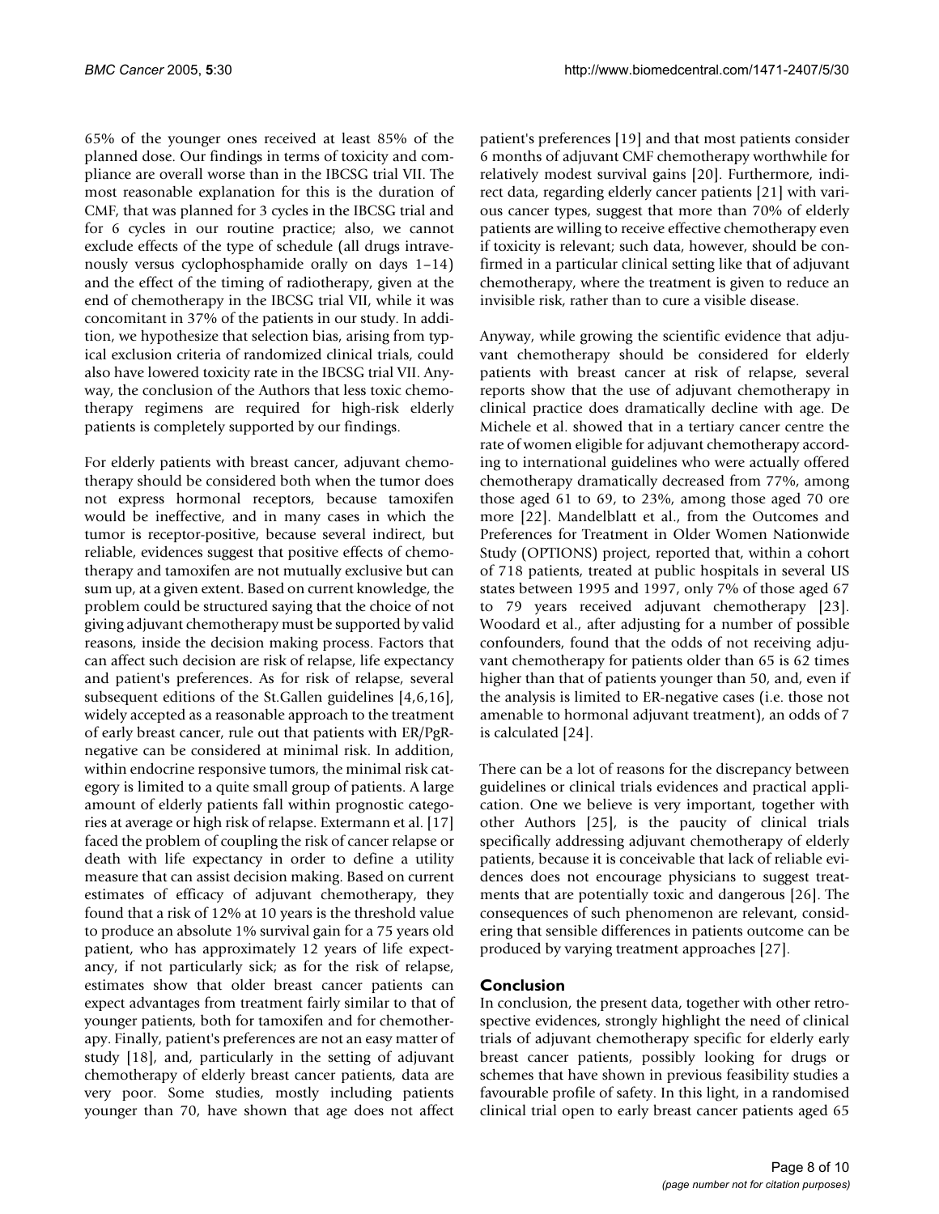65% of the younger ones received at least 85% of the planned dose. Our findings in terms of toxicity and compliance are overall worse than in the IBCSG trial VII. The most reasonable explanation for this is the duration of CMF, that was planned for 3 cycles in the IBCSG trial and for 6 cycles in our routine practice; also, we cannot exclude effects of the type of schedule (all drugs intravenously versus cyclophosphamide orally on days 1–14) and the effect of the timing of radiotherapy, given at the end of chemotherapy in the IBCSG trial VII, while it was concomitant in 37% of the patients in our study. In addition, we hypothesize that selection bias, arising from typical exclusion criteria of randomized clinical trials, could also have lowered toxicity rate in the IBCSG trial VII. Anyway, the conclusion of the Authors that less toxic chemotherapy regimens are required for high-risk elderly patients is completely supported by our findings.

For elderly patients with breast cancer, adjuvant chemotherapy should be considered both when the tumor does not express hormonal receptors, because tamoxifen would be ineffective, and in many cases in which the tumor is receptor-positive, because several indirect, but reliable, evidences suggest that positive effects of chemotherapy and tamoxifen are not mutually exclusive but can sum up, at a given extent. Based on current knowledge, the problem could be structured saying that the choice of not giving adjuvant chemotherapy must be supported by valid reasons, inside the decision making process. Factors that can affect such decision are risk of relapse, life expectancy and patient's preferences. As for risk of relapse, several subsequent editions of the St.Gallen guidelines [4,6,16], widely accepted as a reasonable approach to the treatment of early breast cancer, rule out that patients with ER/PgR-negative can be considered at minimal risk. In addition, within endocrine responsive tumors, the minimal risk category is limited to a quite small group of patients. A large amount of elderly patients fall within prognostic categories at average or high risk of relapse. Extermann et al. [17] faced the problem of coupling the risk of cancer relapse or death with life expectancy in order to define a utility measure that can assist decision making. Based on current estimates of efficacy of adjuvant chemotherapy, they found that a risk of 12% at 10 years is the threshold value to produce an absolute 1% survival gain for a 75 years old patient, who has approximately 12 years of life expectancy, if not particularly sick; as for the risk of relapse, estimates show that older breast cancer patients can expect advantages from treatment fairly similar to that of younger patients, both for tamoxifen and for chemotherapy. Finally, patient's preferences are not an easy matter of study [18], and, particularly in the setting of adjuvant chemotherapy of elderly breast cancer patients, data are very poor. Some studies, mostly including patients younger than 70, have shown that age does not affect patient's preferences [19] and that most patients consider 6 months of adjuvant CMF chemotherapy worthwhile for relatively modest survival gains [20]. Furthermore, indirect data, regarding elderly cancer patients [21] with various cancer types, suggest that more than 70% of elderly patients are willing to receive effective chemotherapy even if toxicity is relevant; such data, however, should be confirmed in a particular clinical setting like that of adjuvant chemotherapy, where the treatment is given to reduce an invisible risk, rather than to cure a visible disease.

Anyway, while growing the scientific evidence that adjuvant chemotherapy should be considered for elderly patients with breast cancer at risk of relapse, several reports show that the use of adjuvant chemotherapy in clinical practice does dramatically decline with age. De Michele et al. showed that in a tertiary cancer centre the rate of women eligible for adjuvant chemotherapy according to international guidelines who were actually offered chemotherapy dramatically decreased from 77%, among those aged 61 to 69, to 23%, among those aged 70 ore more [22]. Mandelblatt et al., from the Outcomes and Preferences for Treatment in Older Women Nationwide Study (OPTIONS) project, reported that, within a cohort of 718 patients, treated at public hospitals in several US states between 1995 and 1997, only 7% of those aged 67 to 79 years received adjuvant chemotherapy [23]. Woodard et al., after adjusting for a number of possible confounders, found that the odds of not receiving adjuvant chemotherapy for patients older than 65 is 62 times higher than that of patients younger than 50, and, even if the analysis is limited to ER-negative cases (i.e. those not amenable to hormonal adjuvant treatment), an odds of 7 is calculated [24].

There can be a lot of reasons for the discrepancy between guidelines or clinical trials evidences and practical application. One we believe is very important, together with other Authors [25], is the paucity of clinical trials specifically addressing adjuvant chemotherapy of elderly patients, because it is conceivable that lack of reliable evidences does not encourage physicians to suggest treatments that are potentially toxic and dangerous [26]. The consequences of such phenomenon are relevant, considering that sensible differences in patients outcome can be produced by varying treatment approaches [27].

## Conclusion

In conclusion, the present data, together with other retrospective evidences, strongly highlight the need of clinical trials of adjuvant chemotherapy specific for elderly early breast cancer patients, possibly looking for drugs or schemes that have shown in previous feasibility studies a favourable profile of safety. In this light, in a randomised clinical trial open to early breast cancer patients aged 65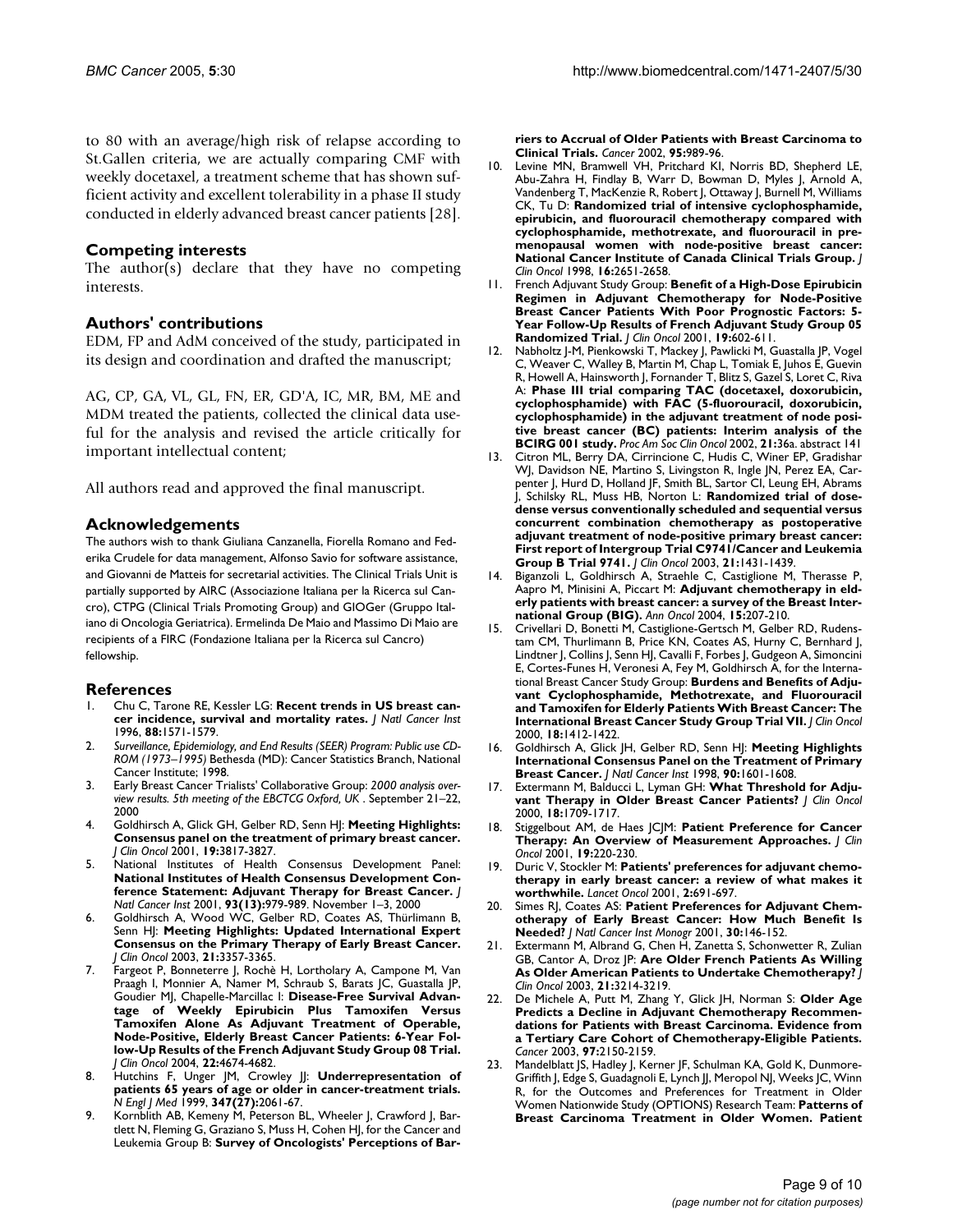to 80 with an average/high risk of relapse according to St.Gallen criteria, we are actually comparing CMF with weekly docetaxel, a treatment scheme that has shown sufficient activity and excellent tolerability in a phase II study conducted in elderly advanced breast cancer patients [28].

## Competing interests

The author(s) declare that they have no competing interests.

## Authors' contributions

EDM, FP and AdM conceived of the study, participated in its design and coordination and drafted the manuscript;

AG, CP, GA, VL, GL, FN, ER, GD'A, IC, MR, BM, ME and MDM treated the patients, collected the clinical data useful for the analysis and revised the article critically for important intellectual content;

All authors read and approved the final manuscript.

## Acknowledgements

The authors wish to thank Giuliana Canzanella, Fiorella Romano and Federika Crudele for data management, Alfonso Savio for software assistance, and Giovanni de Matteis for secretarial activities. The Clinical Trials Unit is partially supported by AIRC (Associazione Italiana per la Ricerca sul Cancro), CTPG (Clinical Trials Promoting Group) and GIOGer (Gruppo Italiano di Oncologia Geriatrica). Ermelinda De Maio and Massimo Di Maio are recipients of a FIRC (Fondazione Italiana per la Ricerca sul Cancro) fellowship.

## References

1. Chu C, Tarone RE, Kessler LG: **Recent trends in US breast cancer incidence, survival and mortality rates.** *J Natl Cancer Inst* 1996, **88:**1571-1579.
2. *Surveillance, Epidemiology, and End Results (SEER) Program: Public use CD-ROM (1973–1995)* Bethesda (MD): Cancer Statistics Branch, National Cancer Institute; 1998.
3. Early Breast Cancer Trialists' Collaborative Group: *2000 analysis overview results. 5th meeting of the EBCTCG Oxford, UK* . September 21–22, 2000
4. Goldhirsch A, Glick GH, Gelber RD, Senn HJ: **Meeting Highlights: Consensus panel on the treatment of primary breast cancer.** *J Clin Oncol* 2001, **19:**3817-3827.
5. National Institutes of Health Consensus Development Panel: **National Institutes of Health Consensus Development Conference Statement: Adjuvant Therapy for Breast Cancer.** *J Natl Cancer Inst* 2001, **93(13):**979-989. November 1–3, 2000
6. Goldhirsch A, Wood WC, Gelber RD, Coates AS, Thürlimann B, Senn HJ: **Meeting Highlights: Updated International Expert Consensus on the Primary Therapy of Early Breast Cancer.** *J Clin Oncol* 2003, **21:**3357-3365.
7. Fargeot P, Bonneterre J, Rochè H, Lortholary A, Campone M, Van Praagh I, Monnier A, Namer M, Schraub S, Barats JC, Guastalla JP, Goudier MJ, Chapelle-Marcillac I: **Disease-Free Survival Advantage of Weekly Epirubicin Plus Tamoxifen Versus Tamoxifen Alone As Adjuvant Treatment of Operable, Node-Positive, Elderly Breast Cancer Patients: 6-Year Follow-Up Results of the French Adjuvant Study Group 08 Trial.** *J Clin Oncol* 2004, **22:**4674-4682.
8. Hutchins F, Unger JM, Crowley JJ: **Underrepresentation of patients 65 years of age or older in cancer-treatment trials.** *N Engl J Med* 1999, **347(27):**2061-67.
9. Kornblith AB, Kemeny M, Peterson BL, Wheeler J, Crawford J, Bartlett N, Fleming G, Graziano S, Muss H, Cohen HJ, for the Cancer and Leukemia Group B: **Survey of Oncologists' Perceptions of Barriers to Accrual of Older Patients with Breast Carcinoma to Clinical Trials.** *Cancer* 2002, **95:**989-96.
10. Levine MN, Bramwell VH, Pritchard KI, Norris BD, Shepherd LE, Abu-Zahra H, Findlay B, Warr D, Bowman D, Myles J, Arnold A, Vandenberg T, MacKenzie R, Robert J, Ottaway J, Burnell M, Williams CK, Tu D: **Randomized trial of intensive cyclophosphamide, epirubicin, and fluorouracil chemotherapy compared with cyclophosphamide, methotrexate, and fluorouracil in premenopausal women with node-positive breast cancer: National Cancer Institute of Canada Clinical Trials Group.** *J Clin Oncol* 1998, **16:**2651-2658.
11. French Adjuvant Study Group: **Benefit of a High-Dose Epirubicin Regimen in Adjuvant Chemotherapy for Node-Positive Breast Cancer Patients With Poor Prognostic Factors: 5-Year Follow-Up Results of French Adjuvant Study Group 05 Randomized Trial.** *J Clin Oncol* 2001, **19:**602-611.
12. Nabholtz J-M, Pienkowski T, Mackey J, Pawlicki M, Guastalla JP, Vogel C, Weaver C, Walley B, Martin M, Chap L, Tomiak E, Juhos E, Guevin R, Howell A, Hainsworth J, Fornander T, Blitz S, Gazel S, Loret C, Riva A: **Phase III trial comparing TAC (docetaxel, doxorubicin, cyclophosphamide) with FAC (5-fluorouracil, doxorubicin, cyclophosphamide) in the adjuvant treatment of node positive breast cancer (BC) patients: Interim analysis of the BCIRG 001 study.** *Proc Am Soc Clin Oncol* 2002, **21:**36a. abstract 141
13. Citron ML, Berry DA, Cirrincione C, Hudis C, Winer EP, Gradishar WJ, Davidson NE, Martino S, Livingston R, Ingle JN, Perez EA, Carpenter J, Hurd D, Holland JF, Smith BL, Sartor CI, Leung EH, Abrams J, Schilsky RL, Muss HB, Norton L: **Randomized trial of dose-dense versus conventionally scheduled and sequential versus concurrent combination chemotherapy as postoperative adjuvant treatment of node-positive primary breast cancer: First report of Intergroup Trial C9741/Cancer and Leukemia Group B Trial 9741.** *J Clin Oncol* 2003, **21:**1431-1439.
14. Biganzoli L, Goldhirsch A, Straehle C, Castiglione M, Therasse P, Aapro M, Minisini A, Piccart M: **Adjuvant chemotherapy in elderly patients with breast cancer: a survey of the Breast International Group (BIG).** *Ann Oncol* 2004, **15:**207-210.
15. Crivellari D, Bonetti M, Castiglione-Gertsch M, Gelber RD, Rudenstam CM, Thurlimann B, Price KN, Coates AS, Hurny C, Bernhard J, Lindtner J, Collins J, Senn HJ, Cavalli F, Forbes J, Gudgeon A, Simoncini E, Cortes-Funes H, Veronesi A, Fey M, Goldhirsch A, for the International Breast Cancer Study Group: **Burdens and Benefits of Adjuvant Cyclophosphamide, Methotrexate, and Fluorouracil and Tamoxifen for Elderly Patients With Breast Cancer: The International Breast Cancer Study Group Trial VII.** *J Clin Oncol* 2000, **18:**1412-1422.
16. Goldhirsch A, Glick JH, Gelber RD, Senn HJ: **Meeting Highlights International Consensus Panel on the Treatment of Primary Breast Cancer.** *J Natl Cancer Inst* 1998, **90:**1601-1608.
17. Extermann M, Balducci L, Lyman GH: **What Threshold for Adjuvant Therapy in Older Breast Cancer Patients?** *J Clin Oncol* 2000, **18:**1709-1717.
18. Stiggelbout AM, de Haes JCJM: **Patient Preference for Cancer Therapy: An Overview of Measurement Approaches.** *J Clin Oncol* 2001, **19:**220-230.
19. Duric V, Stockler M: **Patients' preferences for adjuvant chemotherapy in early breast cancer: a review of what makes it worthwhile.** *Lancet Oncol* 2001, **2:**691-697.
20. Simes RJ, Coates AS: **Patient Preferences for Adjuvant Chemotherapy of Early Breast Cancer: How Much Benefit Is Needed?** *J Natl Cancer Inst Monogr* 2001, **30:**146-152.
21. Extermann M, Albrand G, Chen H, Zanetta S, Schonwetter R, Zulian GB, Cantor A, Droz JP: **Are Older French Patients As Willing As Older American Patients to Undertake Chemotherapy?** *J Clin Oncol* 2003, **21:**3214-3219.
22. De Michele A, Putt M, Zhang Y, Glick JH, Norman S: **Older Age Predicts a Decline in Adjuvant Chemotherapy Recommendations for Patients with Breast Carcinoma. Evidence from a Tertiary Care Cohort of Chemotherapy-Eligible Patients.** *Cancer* 2003, **97:**2150-2159.
23. Mandelblatt JS, Hadley J, Kerner JF, Schulman KA, Gold K, Dunmore-Griffith J, Edge S, Guadagnoli E, Lynch JJ, Meropol NJ, Weeks JC, Winn R, for the Outcomes and Preferences for Treatment in Older Women Nationwide Study (OPTIONS) Research Team: **Patterns of Breast Carcinoma Treatment in Older Women. Patient**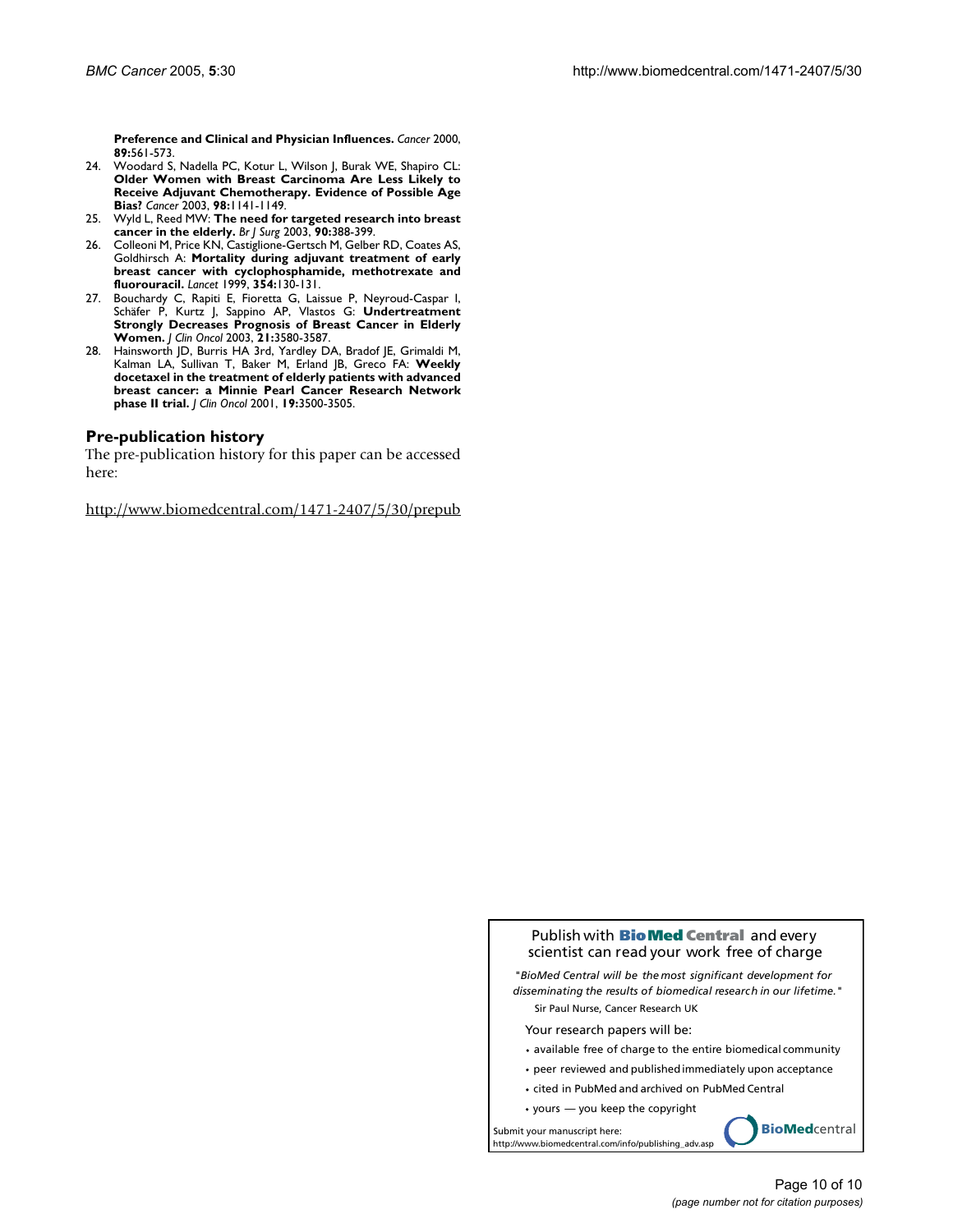**Preference and Clinical and Physician Influences.** *Cancer* 2000, **89:**561-573.

24. Woodard S, Nadella PC, Kotur L, Wilson J, Burak WE, Shapiro CL: **Older Women with Breast Carcinoma Are Less Likely to Receive Adjuvant Chemotherapy. Evidence of Possible Age Bias?** *Cancer* 2003, **98:**1141-1149.
25. Wyld L, Reed MW: **The need for targeted research into breast cancer in the elderly.** *Br J Surg* 2003, **90:**388-399.
26. Colleoni M, Price KN, Castiglione-Gertsch M, Gelber RD, Coates AS, Goldhirsch A: **Mortality during adjuvant treatment of early breast cancer with cyclophosphamide, methotrexate and fluorouracil.** *Lancet* 1999, **354:**130-131.
27. Bouchardy C, Rapiti E, Fioretta G, Laissue P, Neyroud-Caspar I, Schäfer P, Kurtz J, Sappino AP, Vlastos G: **Undertreatment Strongly Decreases Prognosis of Breast Cancer in Elderly Women.** *J Clin Oncol* 2003, **21:**3580-3587.
28. Hainsworth JD, Burris HA 3rd, Yardley DA, Bradof JE, Grimaldi M, Kalman LA, Sullivan T, Baker M, Erland JB, Greco FA: **Weekly docetaxel in the treatment of elderly patients with advanced breast cancer: a Minnie Pearl Cancer Research Network phase II trial.** *J Clin Oncol* 2001, **19:**3500-3505.

## Pre-publication history

The pre-publication history for this paper can be accessed here:

http://www.biomedcentral.com/1471-2407/5/30/prepub

Publish with **BioMed Central** and every scientist can read your work free of charge

*"BioMed Central will be the most significant development for disseminating the results of biomedical research in our lifetime."*

Sir Paul Nurse, Cancer Research UK

Your research papers will be:

- available free of charge to the entire biomedical community
- peer reviewed and published immediately upon acceptance
- cited in PubMed and archived on PubMed Central
- yours — you keep the copyright

Submit your manuscript here:
http://www.biomedcentral.com/info/publishing_adv.asp

**BioMed**central